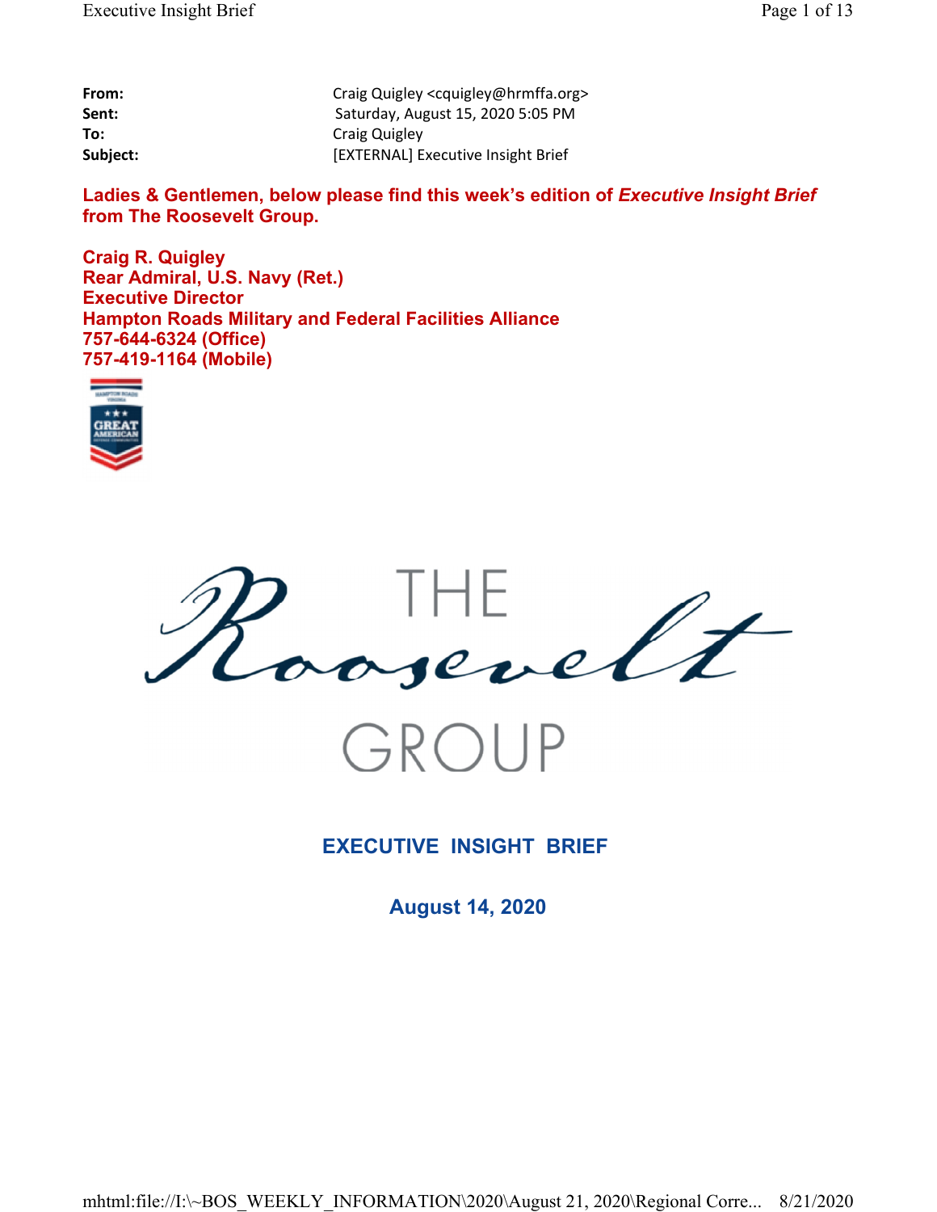| | |
|---|---|
| **From:** | Craig Quigley <cquigley@hrmffa.org> |
| **Sent:** | Saturday, August 15, 2020 5:05 PM |
| **To:** | Craig Quigley |
| **Subject:** | [EXTERNAL] Executive Insight Brief |

**Ladies & Gentlemen, below please find this week's edition of *Executive Insight Brief* from The Roosevelt Group.**

**Craig R. Quigley**
**Rear Admiral, U.S. Navy (Ret.)**
**Executive Director**
**Hampton Roads Military and Federal Facilities Alliance**
**757-644-6324 (Office)**
**757-419-1164 (Mobile)**

THE Roosevelt GROUP

## EXECUTIVE INSIGHT BRIEF

### August 14, 2020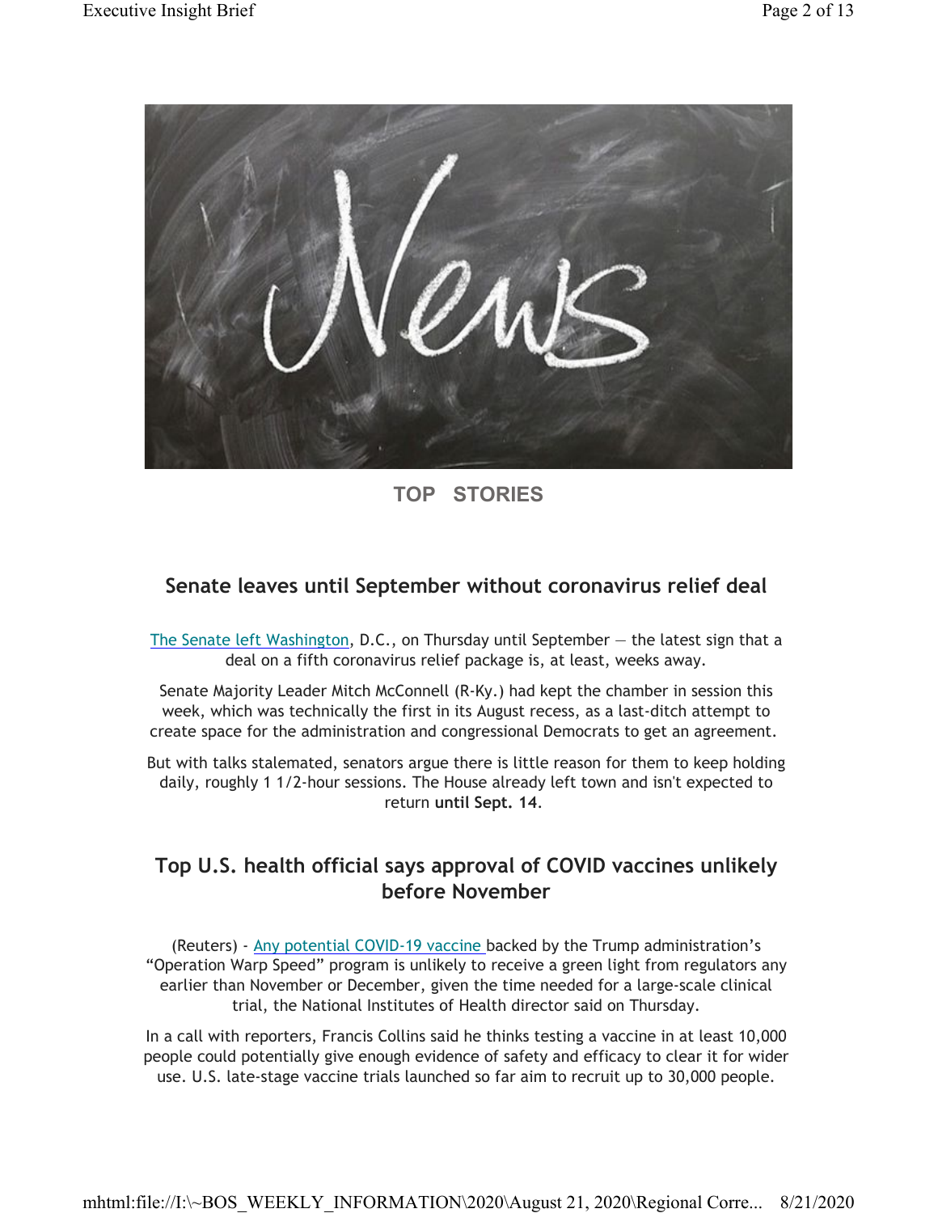## TOP STORIES

### Senate leaves until September without coronavirus relief deal

The Senate left Washington, D.C., on Thursday until September — the latest sign that a deal on a fifth coronavirus relief package is, at least, weeks away.

Senate Majority Leader Mitch McConnell (R-Ky.) had kept the chamber in session this week, which was technically the first in its August recess, as a last-ditch attempt to create space for the administration and congressional Democrats to get an agreement.

But with talks stalemated, senators argue there is little reason for them to keep holding daily, roughly 1 1/2-hour sessions. The House already left town and isn't expected to return **until Sept. 14**.

### Top U.S. health official says approval of COVID vaccines unlikely before November

(Reuters) - Any potential COVID-19 vaccine backed by the Trump administration's "Operation Warp Speed" program is unlikely to receive a green light from regulators any earlier than November or December, given the time needed for a large-scale clinical trial, the National Institutes of Health director said on Thursday.

In a call with reporters, Francis Collins said he thinks testing a vaccine in at least 10,000 people could potentially give enough evidence of safety and efficacy to clear it for wider use. U.S. late-stage vaccine trials launched so far aim to recruit up to 30,000 people.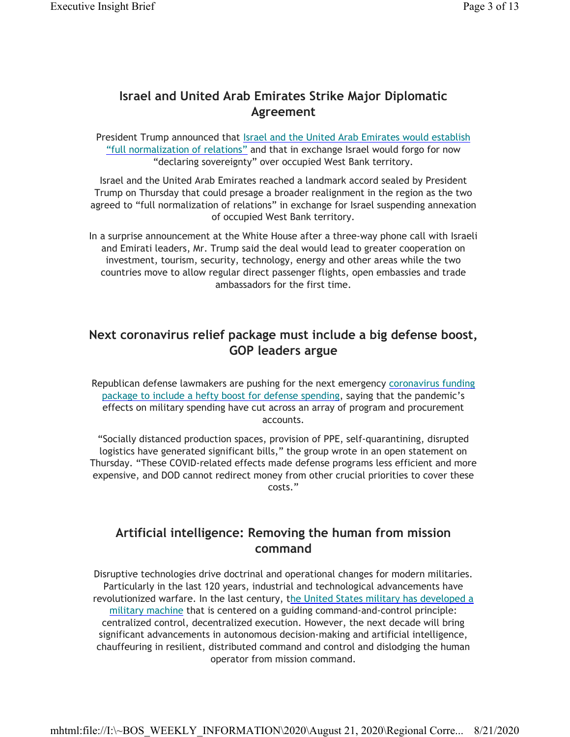## Israel and United Arab Emirates Strike Major Diplomatic Agreement

President Trump announced that Israel and the United Arab Emirates would establish "full normalization of relations" and that in exchange Israel would forgo for now "declaring sovereignty" over occupied West Bank territory.

Israel and the United Arab Emirates reached a landmark accord sealed by President Trump on Thursday that could presage a broader realignment in the region as the two agreed to "full normalization of relations" in exchange for Israel suspending annexation of occupied West Bank territory.

In a surprise announcement at the White House after a three-way phone call with Israeli and Emirati leaders, Mr. Trump said the deal would lead to greater cooperation on investment, tourism, security, technology, energy and other areas while the two countries move to allow regular direct passenger flights, open embassies and trade ambassadors for the first time.

## Next coronavirus relief package must include a big defense boost, GOP leaders argue

Republican defense lawmakers are pushing for the next emergency coronavirus funding package to include a hefty boost for defense spending, saying that the pandemic's effects on military spending have cut across an array of program and procurement accounts.

"Socially distanced production spaces, provision of PPE, self-quarantining, disrupted logistics have generated significant bills," the group wrote in an open statement on Thursday. "These COVID-related effects made defense programs less efficient and more expensive, and DOD cannot redirect money from other crucial priorities to cover these costs."

## Artificial intelligence: Removing the human from mission command

Disruptive technologies drive doctrinal and operational changes for modern militaries. Particularly in the last 120 years, industrial and technological advancements have revolutionized warfare. In the last century, the United States military has developed a military machine that is centered on a guiding command-and-control principle: centralized control, decentralized execution. However, the next decade will bring significant advancements in autonomous decision-making and artificial intelligence, chauffeuring in resilient, distributed command and control and dislodging the human operator from mission command.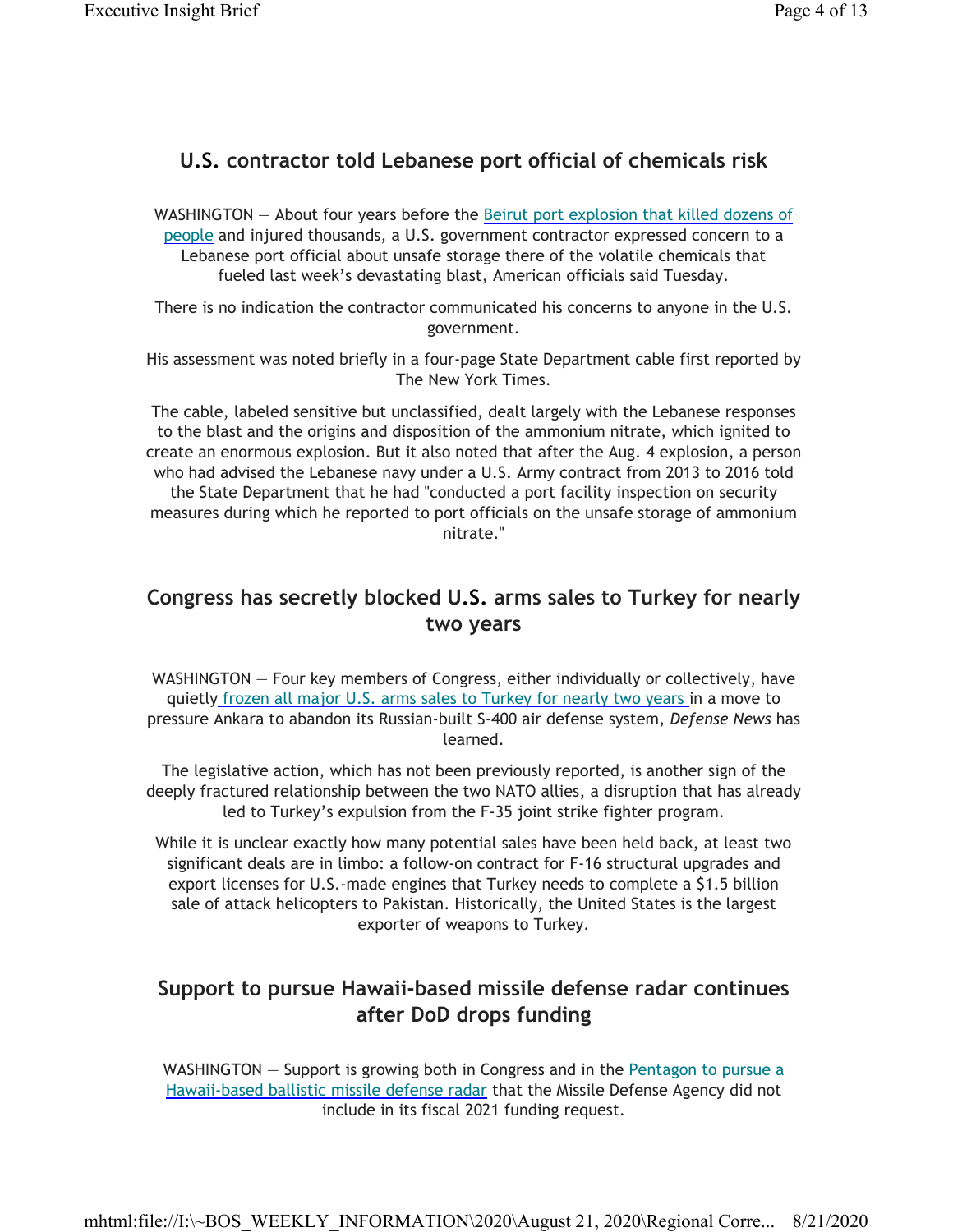## U.S. contractor told Lebanese port official of chemicals risk

WASHINGTON — About four years before the Beirut port explosion that killed dozens of people and injured thousands, a U.S. government contractor expressed concern to a Lebanese port official about unsafe storage there of the volatile chemicals that fueled last week's devastating blast, American officials said Tuesday.

There is no indication the contractor communicated his concerns to anyone in the U.S. government.

His assessment was noted briefly in a four-page State Department cable first reported by The New York Times.

The cable, labeled sensitive but unclassified, dealt largely with the Lebanese responses to the blast and the origins and disposition of the ammonium nitrate, which ignited to create an enormous explosion. But it also noted that after the Aug. 4 explosion, a person who had advised the Lebanese navy under a U.S. Army contract from 2013 to 2016 told the State Department that he had "conducted a port facility inspection on security measures during which he reported to port officials on the unsafe storage of ammonium nitrate."

## Congress has secretly blocked U.S. arms sales to Turkey for nearly two years

WASHINGTON — Four key members of Congress, either individually or collectively, have quietly frozen all major U.S. arms sales to Turkey for nearly two years in a move to pressure Ankara to abandon its Russian-built S-400 air defense system, *Defense News* has learned.

The legislative action, which has not been previously reported, is another sign of the deeply fractured relationship between the two NATO allies, a disruption that has already led to Turkey's expulsion from the F-35 joint strike fighter program.

While it is unclear exactly how many potential sales have been held back, at least two significant deals are in limbo: a follow-on contract for F-16 structural upgrades and export licenses for U.S.-made engines that Turkey needs to complete a $1.5 billion sale of attack helicopters to Pakistan. Historically, the United States is the largest exporter of weapons to Turkey.

## Support to pursue Hawaii-based missile defense radar continues after DoD drops funding

WASHINGTON — Support is growing both in Congress and in the Pentagon to pursue a Hawaii-based ballistic missile defense radar that the Missile Defense Agency did not include in its fiscal 2021 funding request.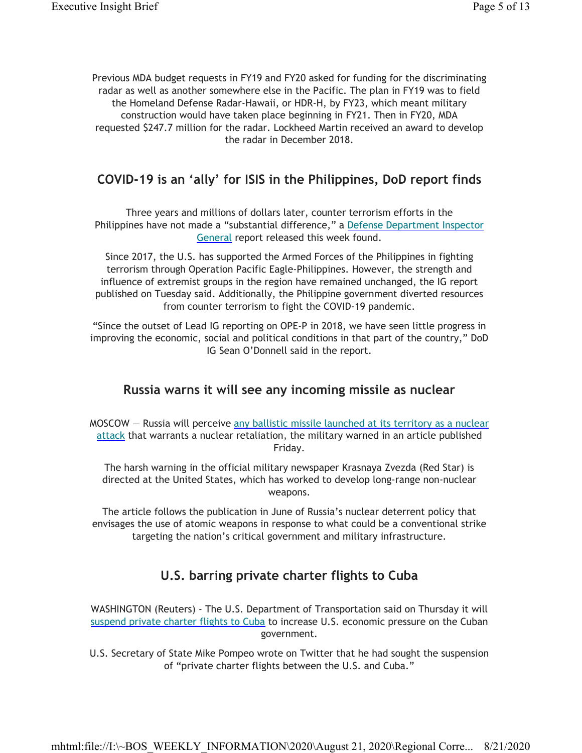Previous MDA budget requests in FY19 and FY20 asked for funding for the discriminating radar as well as another somewhere else in the Pacific. The plan in FY19 was to field the Homeland Defense Radar-Hawaii, or HDR-H, by FY23, which meant military construction would have taken place beginning in FY21. Then in FY20, MDA requested $247.7 million for the radar. Lockheed Martin received an award to develop the radar in December 2018.

## COVID-19 is an 'ally' for ISIS in the Philippines, DoD report finds

Three years and millions of dollars later, counter terrorism efforts in the Philippines have not made a "substantial difference," a Defense Department Inspector General report released this week found.

Since 2017, the U.S. has supported the Armed Forces of the Philippines in fighting terrorism through Operation Pacific Eagle-Philippines. However, the strength and influence of extremist groups in the region have remained unchanged, the IG report published on Tuesday said. Additionally, the Philippine government diverted resources from counter terrorism to fight the COVID-19 pandemic.

"Since the outset of Lead IG reporting on OPE-P in 2018, we have seen little progress in improving the economic, social and political conditions in that part of the country," DoD IG Sean O'Donnell said in the report.

## Russia warns it will see any incoming missile as nuclear

MOSCOW — Russia will perceive any ballistic missile launched at its territory as a nuclear attack that warrants a nuclear retaliation, the military warned in an article published Friday.

The harsh warning in the official military newspaper Krasnaya Zvezda (Red Star) is directed at the United States, which has worked to develop long-range non-nuclear weapons.

The article follows the publication in June of Russia's nuclear deterrent policy that envisages the use of atomic weapons in response to what could be a conventional strike targeting the nation's critical government and military infrastructure.

## U.S. barring private charter flights to Cuba

WASHINGTON (Reuters) - The U.S. Department of Transportation said on Thursday it will suspend private charter flights to Cuba to increase U.S. economic pressure on the Cuban government.

U.S. Secretary of State Mike Pompeo wrote on Twitter that he had sought the suspension of "private charter flights between the U.S. and Cuba."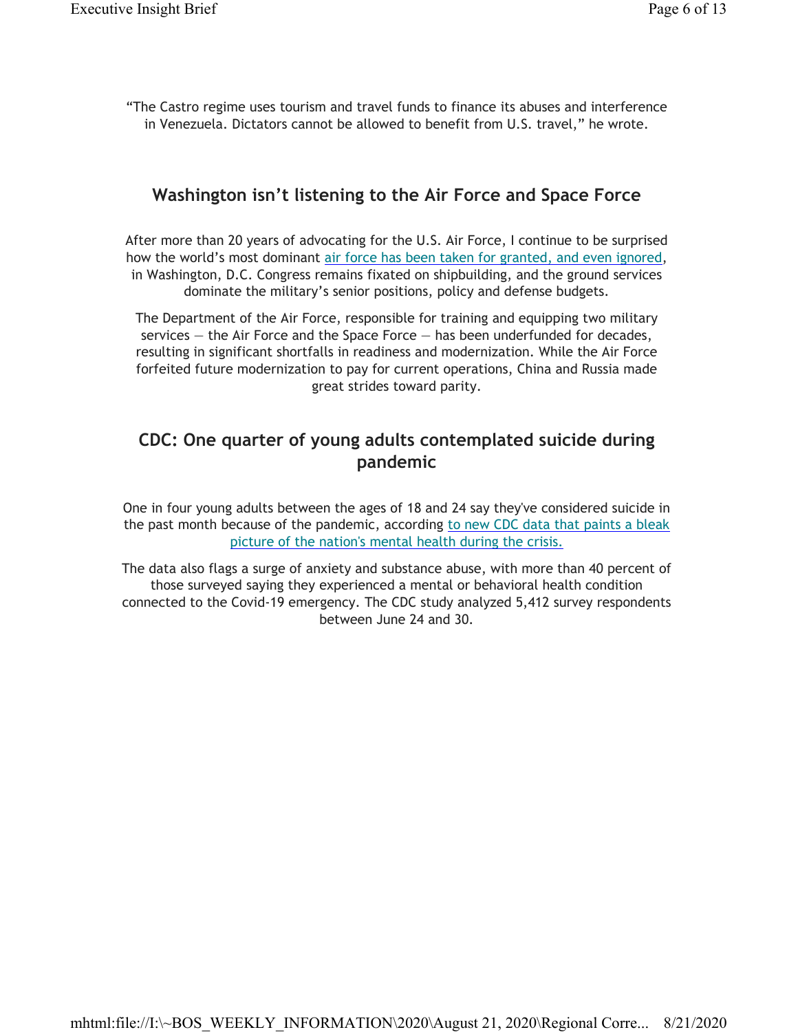"The Castro regime uses tourism and travel funds to finance its abuses and interference in Venezuela. Dictators cannot be allowed to benefit from U.S. travel," he wrote.

## Washington isn't listening to the Air Force and Space Force

After more than 20 years of advocating for the U.S. Air Force, I continue to be surprised how the world's most dominant air force has been taken for granted, and even ignored, in Washington, D.C. Congress remains fixated on shipbuilding, and the ground services dominate the military's senior positions, policy and defense budgets.

The Department of the Air Force, responsible for training and equipping two military services — the Air Force and the Space Force — has been underfunded for decades, resulting in significant shortfalls in readiness and modernization. While the Air Force forfeited future modernization to pay for current operations, China and Russia made great strides toward parity.

## CDC: One quarter of young adults contemplated suicide during pandemic

One in four young adults between the ages of 18 and 24 say they've considered suicide in the past month because of the pandemic, according to new CDC data that paints a bleak picture of the nation's mental health during the crisis.

The data also flags a surge of anxiety and substance abuse, with more than 40 percent of those surveyed saying they experienced a mental or behavioral health condition connected to the Covid-19 emergency. The CDC study analyzed 5,412 survey respondents between June 24 and 30.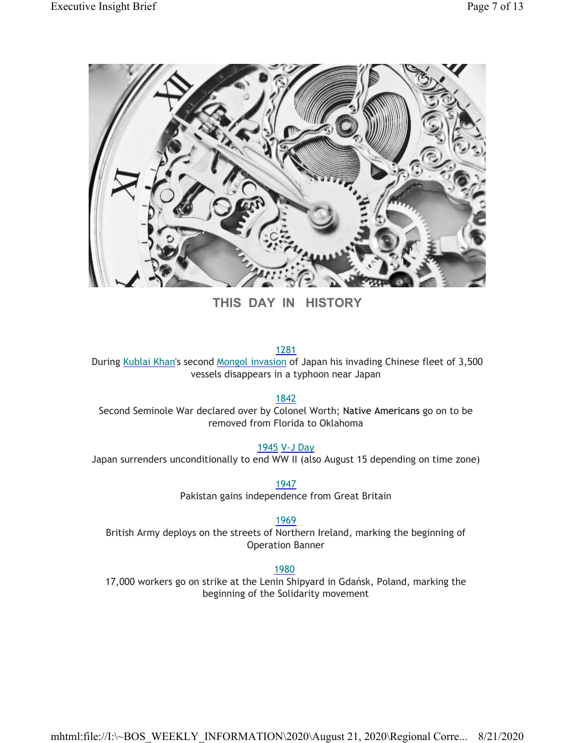## THIS DAY IN HISTORY

1281
During Kublai Khan's second Mongol invasion of Japan his invading Chinese fleet of 3,500 vessels disappears in a typhoon near Japan

1842
Second Seminole War declared over by Colonel Worth; Native Americans go on to be removed from Florida to Oklahoma

1945 V-J Day
Japan surrenders unconditionally to end WW II (also August 15 depending on time zone)

1947
Pakistan gains independence from Great Britain

1969
British Army deploys on the streets of Northern Ireland, marking the beginning of Operation Banner

1980
17,000 workers go on strike at the Lenin Shipyard in Gdańsk, Poland, marking the beginning of the Solidarity movement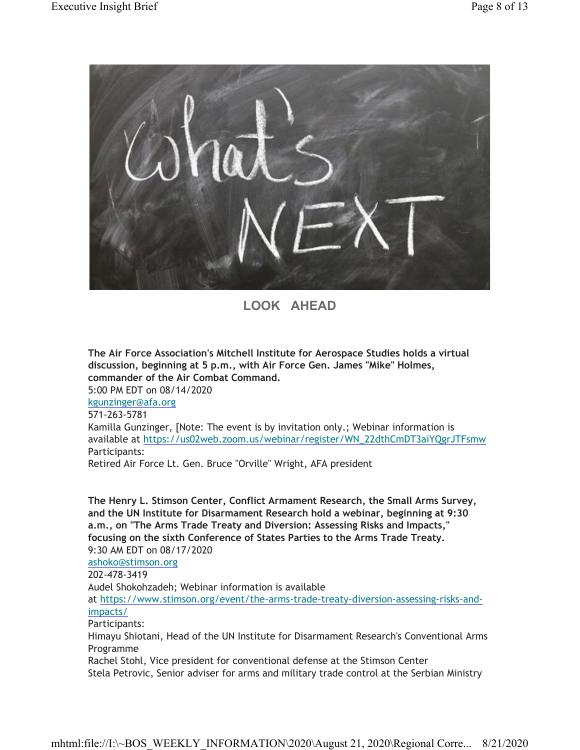## LOOK AHEAD

**The Air Force Association's Mitchell Institute for Aerospace Studies holds a virtual discussion, beginning at 5 p.m., with Air Force Gen. James "Mike" Holmes, commander of the Air Combat Command.**
5:00 PM EDT on 08/14/2020
kgunzinger@afa.org
571-263-5781
Kamilla Gunzinger, [Note: The event is by invitation only.; Webinar information is available at https://us02web.zoom.us/webinar/register/WN_22dthCmDT3aiYQgrJTFsmw
Participants:
Retired Air Force Lt. Gen. Bruce "Orville" Wright, AFA president

**The Henry L. Stimson Center, Conflict Armament Research, the Small Arms Survey, and the UN Institute for Disarmament Research hold a webinar, beginning at 9:30 a.m., on "The Arms Trade Treaty and Diversion: Assessing Risks and Impacts," focusing on the sixth Conference of States Parties to the Arms Trade Treaty.**
9:30 AM EDT on 08/17/2020
ashoko@stimson.org
202-478-3419
Audel Shokohzadeh; Webinar information is available at https://www.stimson.org/event/the-arms-trade-treaty-diversion-assessing-risks-and-impacts/
Participants:
Himayu Shiotani, Head of the UN Institute for Disarmament Research's Conventional Arms Programme
Rachel Stohl, Vice president for conventional defense at the Stimson Center
Stela Petrovic, Senior adviser for arms and military trade control at the Serbian Ministry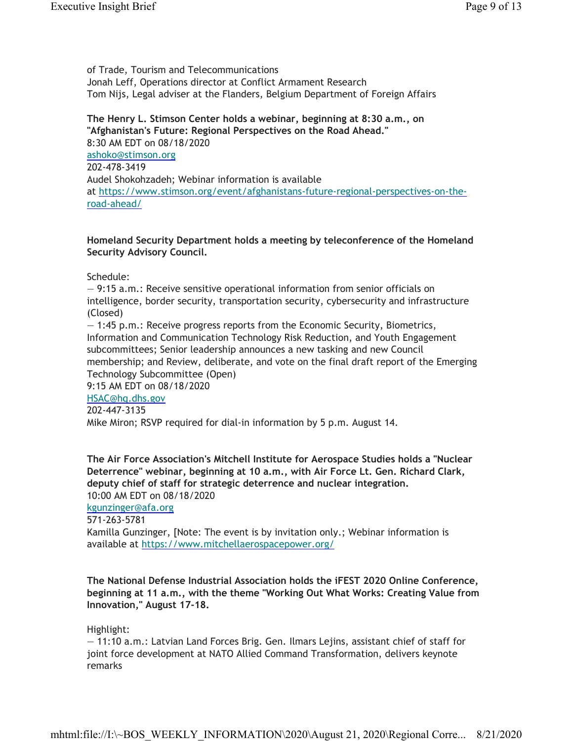of Trade, Tourism and Telecommunications
Jonah Leff, Operations director at Conflict Armament Research
Tom Nijs, Legal adviser at the Flanders, Belgium Department of Foreign Affairs

**The Henry L. Stimson Center holds a webinar, beginning at 8:30 a.m., on "Afghanistan's Future: Regional Perspectives on the Road Ahead."**
8:30 AM EDT on 08/18/2020
ashoko@stimson.org
202-478-3419
Audel Shokohzadeh; Webinar information is available at https://www.stimson.org/event/afghanistans-future-regional-perspectives-on-the-road-ahead/

**Homeland Security Department holds a meeting by teleconference of the Homeland Security Advisory Council.**

Schedule:
— 9:15 a.m.: Receive sensitive operational information from senior officials on intelligence, border security, transportation security, cybersecurity and infrastructure (Closed)
— 1:45 p.m.: Receive progress reports from the Economic Security, Biometrics, Information and Communication Technology Risk Reduction, and Youth Engagement subcommittees; Senior leadership announces a new tasking and new Council membership; and Review, deliberate, and vote on the final draft report of the Emerging Technology Subcommittee (Open)
9:15 AM EDT on 08/18/2020
HSAC@hq.dhs.gov
202-447-3135
Mike Miron; RSVP required for dial-in information by 5 p.m. August 14.

**The Air Force Association's Mitchell Institute for Aerospace Studies holds a "Nuclear Deterrence" webinar, beginning at 10 a.m., with Air Force Lt. Gen. Richard Clark, deputy chief of staff for strategic deterrence and nuclear integration.**
10:00 AM EDT on 08/18/2020
kgunzinger@afa.org
571-263-5781
Kamilla Gunzinger, [Note: The event is by invitation only.; Webinar information is available at https://www.mitchellaerospacepower.org/

**The National Defense Industrial Association holds the iFEST 2020 Online Conference, beginning at 11 a.m., with the theme "Working Out What Works: Creating Value from Innovation," August 17-18.**

Highlight:
— 11:10 a.m.: Latvian Land Forces Brig. Gen. Ilmars Lejins, assistant chief of staff for joint force development at NATO Allied Command Transformation, delivers keynote remarks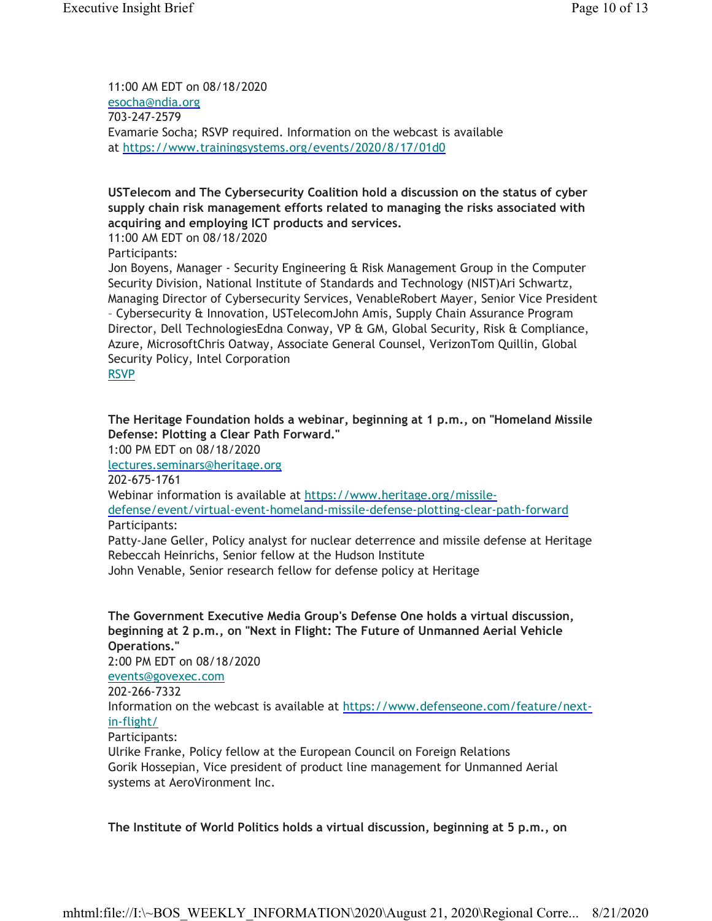11:00 AM EDT on 08/18/2020
esocha@ndia.org
703-247-2579
Evamarie Socha; RSVP required. Information on the webcast is available at https://www.trainingsystems.org/events/2020/8/17/01d0

**USTelecom and The Cybersecurity Coalition hold a discussion on the status of cyber supply chain risk management efforts related to managing the risks associated with acquiring and employing ICT products and services.**
11:00 AM EDT on 08/18/2020
Participants:
Jon Boyens, Manager - Security Engineering & Risk Management Group in the Computer Security Division, National Institute of Standards and Technology (NIST)Ari Schwartz, Managing Director of Cybersecurity Services, VenableRobert Mayer, Senior Vice President – Cybersecurity & Innovation, USTelecomJohn Amis, Supply Chain Assurance Program Director, Dell TechnologiesEdna Conway, VP & GM, Global Security, Risk & Compliance, Azure, MicrosoftChris Oatway, Associate General Counsel, VerizonTom Quillin, Global Security Policy, Intel Corporation
RSVP

**The Heritage Foundation holds a webinar, beginning at 1 p.m., on "Homeland Missile Defense: Plotting a Clear Path Forward."**
1:00 PM EDT on 08/18/2020
lectures.seminars@heritage.org
202-675-1761
Webinar information is available at https://www.heritage.org/missile-defense/event/virtual-event-homeland-missile-defense-plotting-clear-path-forward
Participants:
Patty-Jane Geller, Policy analyst for nuclear deterrence and missile defense at Heritage
Rebeccah Heinrichs, Senior fellow at the Hudson Institute
John Venable, Senior research fellow for defense policy at Heritage

**The Government Executive Media Group's Defense One holds a virtual discussion, beginning at 2 p.m., on "Next in Flight: The Future of Unmanned Aerial Vehicle Operations."**
2:00 PM EDT on 08/18/2020
events@govexec.com
202-266-7332
Information on the webcast is available at https://www.defenseone.com/feature/next-in-flight/
Participants:
Ulrike Franke, Policy fellow at the European Council on Foreign Relations
Gorik Hossepian, Vice president of product line management for Unmanned Aerial systems at AeroVironment Inc.

**The Institute of World Politics holds a virtual discussion, beginning at 5 p.m., on**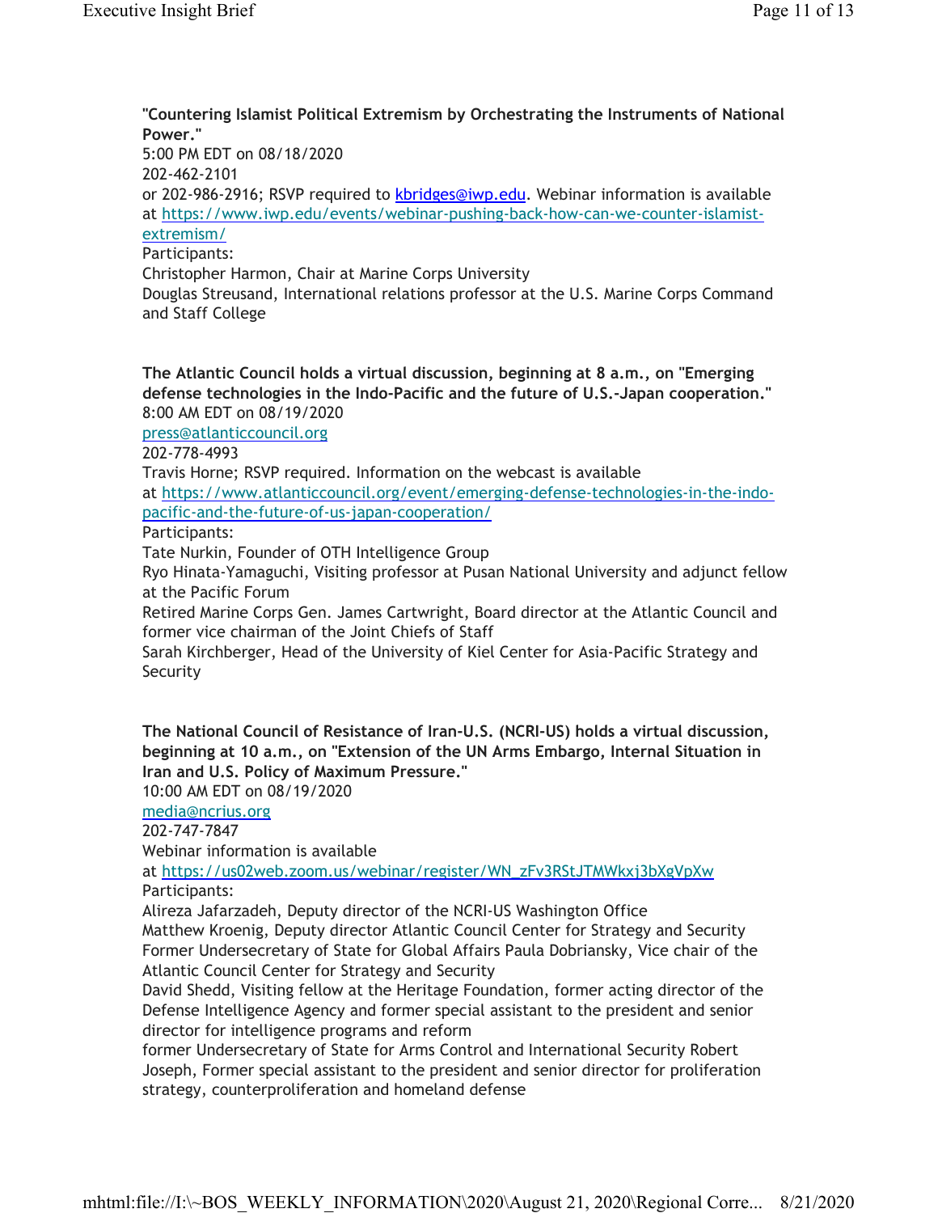**"Countering Islamist Political Extremism by Orchestrating the Instruments of National Power."**

5:00 PM EDT on 08/18/2020

202-462-2101

or 202-986-2916; RSVP required to [kbridges@iwp.edu](mailto:kbridges@iwp.edu). Webinar information is available at [https://www.iwp.edu/events/webinar-pushing-back-how-can-we-counter-islamist-extremism/](https://www.iwp.edu/events/webinar-pushing-back-how-can-we-counter-islamist-extremism/)

Participants:

Christopher Harmon, Chair at Marine Corps University

Douglas Streusand, International relations professor at the U.S. Marine Corps Command and Staff College

**The Atlantic Council holds a virtual discussion, beginning at 8 a.m., on "Emerging defense technologies in the Indo-Pacific and the future of U.S.-Japan cooperation."**

8:00 AM EDT on 08/19/2020

[press@atlanticcouncil.org](mailto:press@atlanticcouncil.org)

202-778-4993

Travis Horne; RSVP required. Information on the webcast is available at [https://www.atlanticcouncil.org/event/emerging-defense-technologies-in-the-indo-pacific-and-the-future-of-us-japan-cooperation/](https://www.atlanticcouncil.org/event/emerging-defense-technologies-in-the-indo-pacific-and-the-future-of-us-japan-cooperation/)

Participants:

Tate Nurkin, Founder of OTH Intelligence Group

Ryo Hinata-Yamaguchi, Visiting professor at Pusan National University and adjunct fellow at the Pacific Forum

Retired Marine Corps Gen. James Cartwright, Board director at the Atlantic Council and former vice chairman of the Joint Chiefs of Staff

Sarah Kirchberger, Head of the University of Kiel Center for Asia-Pacific Strategy and Security

**The National Council of Resistance of Iran-U.S. (NCRI-US) holds a virtual discussion, beginning at 10 a.m., on "Extension of the UN Arms Embargo, Internal Situation in Iran and U.S. Policy of Maximum Pressure."**

10:00 AM EDT on 08/19/2020

[media@ncrius.org](mailto:media@ncrius.org)

202-747-7847

Webinar information is available at [https://us02web.zoom.us/webinar/register/WN_zFv3RStJTMWkxj3bXgVpXw](https://us02web.zoom.us/webinar/register/WN_zFv3RStJTMWkxj3bXgVpXw)

Participants:

Alireza Jafarzadeh, Deputy director of the NCRI-US Washington Office

Matthew Kroenig, Deputy director Atlantic Council Center for Strategy and Security

Former Undersecretary of State for Global Affairs Paula Dobriansky, Vice chair of the Atlantic Council Center for Strategy and Security

David Shedd, Visiting fellow at the Heritage Foundation, former acting director of the Defense Intelligence Agency and former special assistant to the president and senior director for intelligence programs and reform

former Undersecretary of State for Arms Control and International Security Robert Joseph, Former special assistant to the president and senior director for proliferation strategy, counterproliferation and homeland defense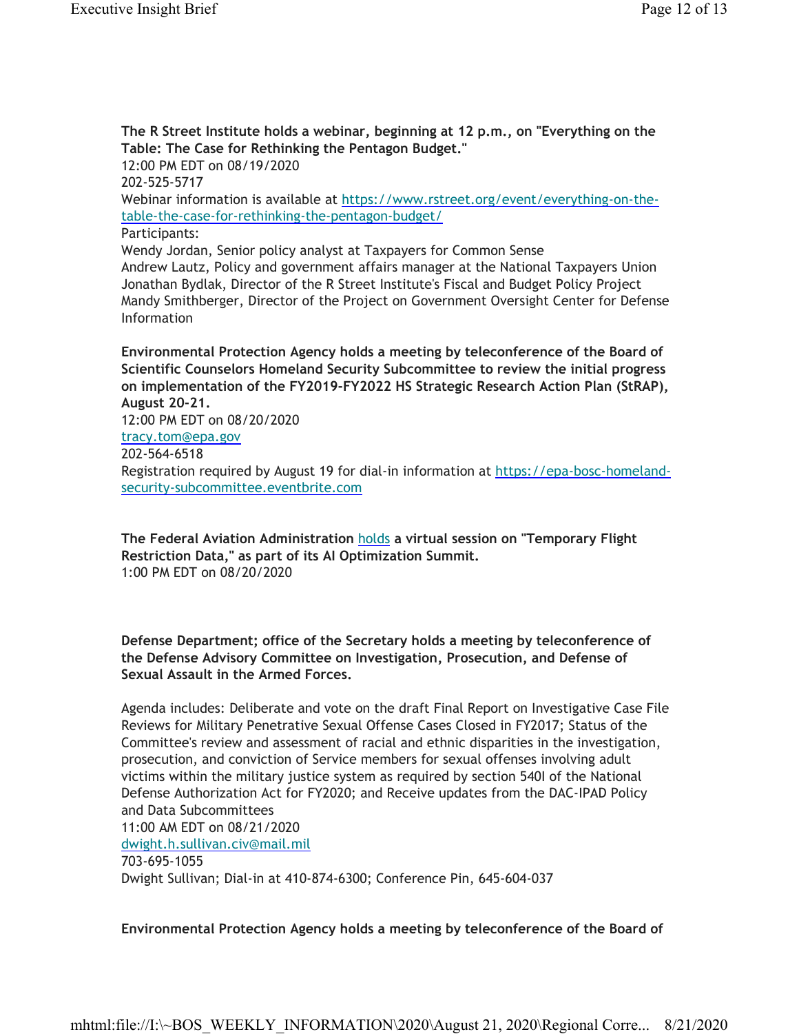**The R Street Institute holds a webinar, beginning at 12 p.m., on "Everything on the Table: The Case for Rethinking the Pentagon Budget."**
12:00 PM EDT on 08/19/2020
202-525-5717
Webinar information is available at https://www.rstreet.org/event/everything-on-the-table-the-case-for-rethinking-the-pentagon-budget/
Participants:
Wendy Jordan, Senior policy analyst at Taxpayers for Common Sense
Andrew Lautz, Policy and government affairs manager at the National Taxpayers Union
Jonathan Bydlak, Director of the R Street Institute's Fiscal and Budget Policy Project
Mandy Smithberger, Director of the Project on Government Oversight Center for Defense Information

**Environmental Protection Agency holds a meeting by teleconference of the Board of Scientific Counselors Homeland Security Subcommittee to review the initial progress on implementation of the FY2019-FY2022 HS Strategic Research Action Plan (StRAP), August 20-21.**
12:00 PM EDT on 08/20/2020
tracy.tom@epa.gov
202-564-6518
Registration required by August 19 for dial-in information at https://epa-bosc-homeland-security-subcommittee.eventbrite.com

**The Federal Aviation Administration holds a virtual session on "Temporary Flight Restriction Data," as part of its AI Optimization Summit.**
1:00 PM EDT on 08/20/2020

**Defense Department; office of the Secretary holds a meeting by teleconference of the Defense Advisory Committee on Investigation, Prosecution, and Defense of Sexual Assault in the Armed Forces.**

Agenda includes: Deliberate and vote on the draft Final Report on Investigative Case File Reviews for Military Penetrative Sexual Offense Cases Closed in FY2017; Status of the Committee's review and assessment of racial and ethnic disparities in the investigation, prosecution, and conviction of Service members for sexual offenses involving adult victims within the military justice system as required by section 540I of the National Defense Authorization Act for FY2020; and Receive updates from the DAC-IPAD Policy and Data Subcommittees
11:00 AM EDT on 08/21/2020
dwight.h.sullivan.civ@mail.mil
703-695-1055
Dwight Sullivan; Dial-in at 410-874-6300; Conference Pin, 645-604-037

**Environmental Protection Agency holds a meeting by teleconference of the Board of**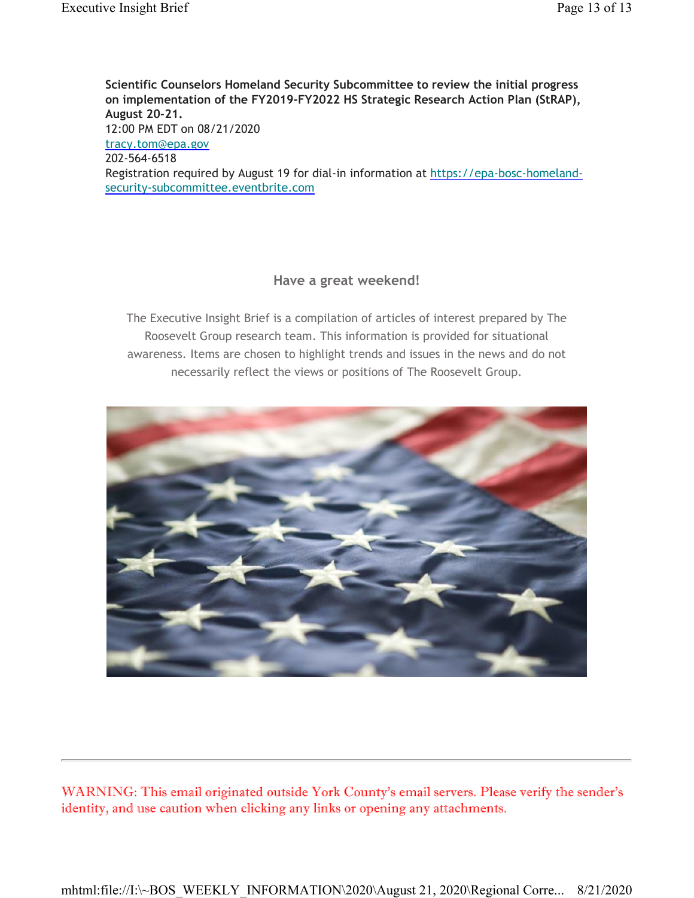**Scientific Counselors Homeland Security Subcommittee to review the initial progress on implementation of the FY2019-FY2022 HS Strategic Research Action Plan (StRAP), August 20-21.**
12:00 PM EDT on 08/21/2020
tracy.tom@epa.gov
202-564-6518
Registration required by August 19 for dial-in information at https://epa-bosc-homeland-security-subcommittee.eventbrite.com

**Have a great weekend!**

The Executive Insight Brief is a compilation of articles of interest prepared by The Roosevelt Group research team. This information is provided for situational awareness. Items are chosen to highlight trends and issues in the news and do not necessarily reflect the views or positions of The Roosevelt Group.

WARNING: This email originated outside York County's email servers. Please verify the sender's identity, and use caution when clicking any links or opening any attachments.